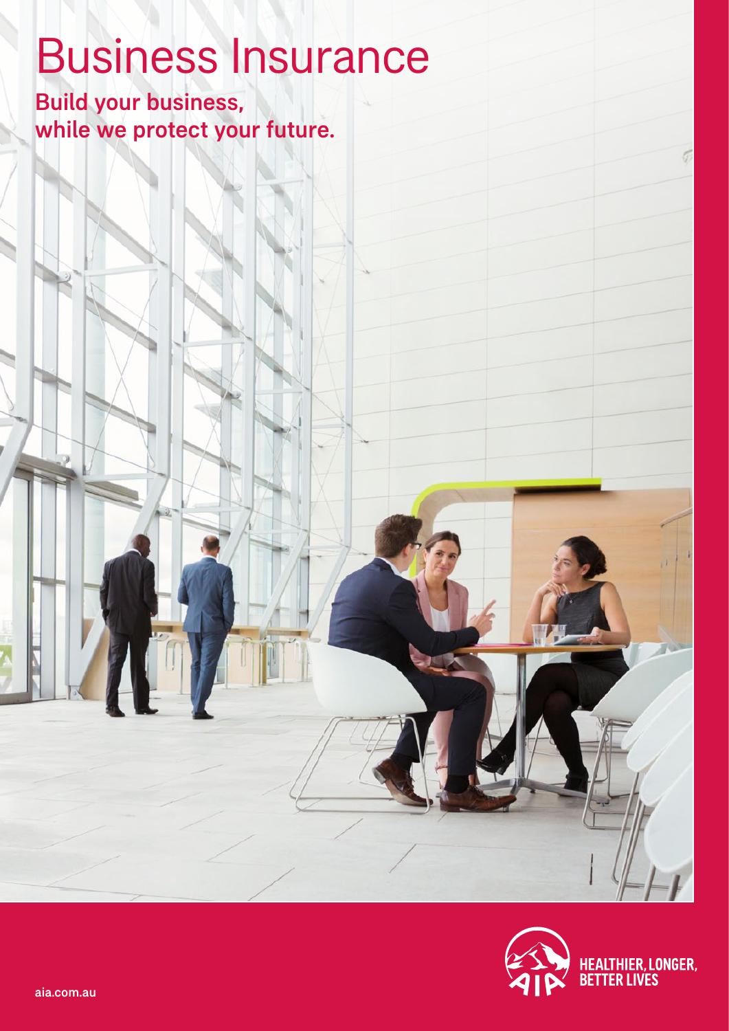# Business Insurance

**Build your business, while we protect your future.**

HEALTHIER, LONGER, BETTER LIVES

aia.com.au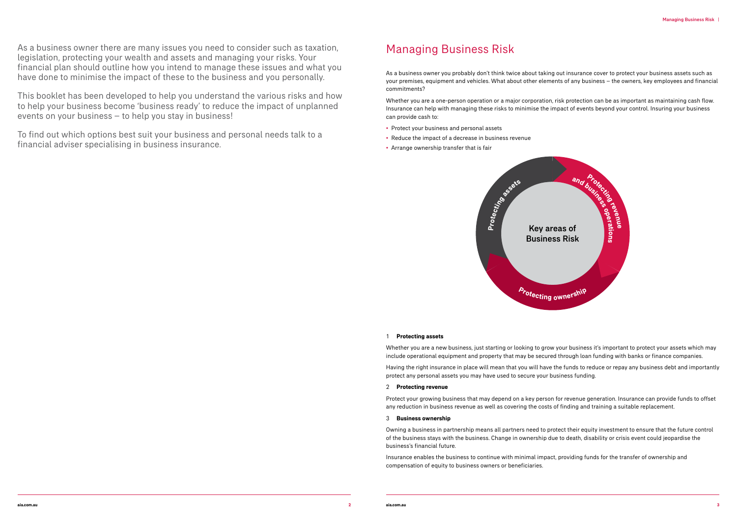As a business owner there are many issues you need to consider such as taxation, legislation, protecting your wealth and assets and managing your risks. Your financial plan should outline how you intend to manage these issues and what you have done to minimise the impact of these to the business and you personally.

This booklet has been developed to help you understand the various risks and how to help your business become 'business ready' to reduce the impact of unplanned events on your business – to help you stay in business!

To find out which options best suit your business and personal needs talk to a financial adviser specialising in business insurance.

# Managing Business Risk

As a business owner you probably don't think twice about taking out insurance cover to protect your business assets such as your premises, equipment and vehicles. What about other elements of any business – the owners, key employees and financial commitments?

Whether you are a one-person operation or a major corporation, risk protection can be as important as maintaining cash flow. Insurance can help with managing these risks to minimise the impact of events beyond your control. Insuring your business can provide cash to:

- Protect your business and personal assets
- Reduce the impact of a decrease in business revenue
- Arrange ownership transfer that is fair

Key areas of Business Risk

Protecting assets

Protecting revenue and business operations

Protecting ownership

1 **Protecting assets**

Whether you are a new business, just starting or looking to grow your business it's important to protect your assets which may include operational equipment and property that may be secured through loan funding with banks or finance companies.

Having the right insurance in place will mean that you will have the funds to reduce or repay any business debt and importantly protect any personal assets you may have used to secure your business funding.

2 **Protecting revenue**

Protect your growing business that may depend on a key person for revenue generation. Insurance can provide funds to offset any reduction in business revenue as well as covering the costs of finding and training a suitable replacement.

3 **Business ownership**

Owning a business in partnership means all partners need to protect their equity investment to ensure that the future control of the business stays with the business. Change in ownership due to death, disability or crisis event could jeopardise the business's financial future.

Insurance enables the business to continue with minimal impact, providing funds for the transfer of ownership and compensation of equity to business owners or beneficiaries.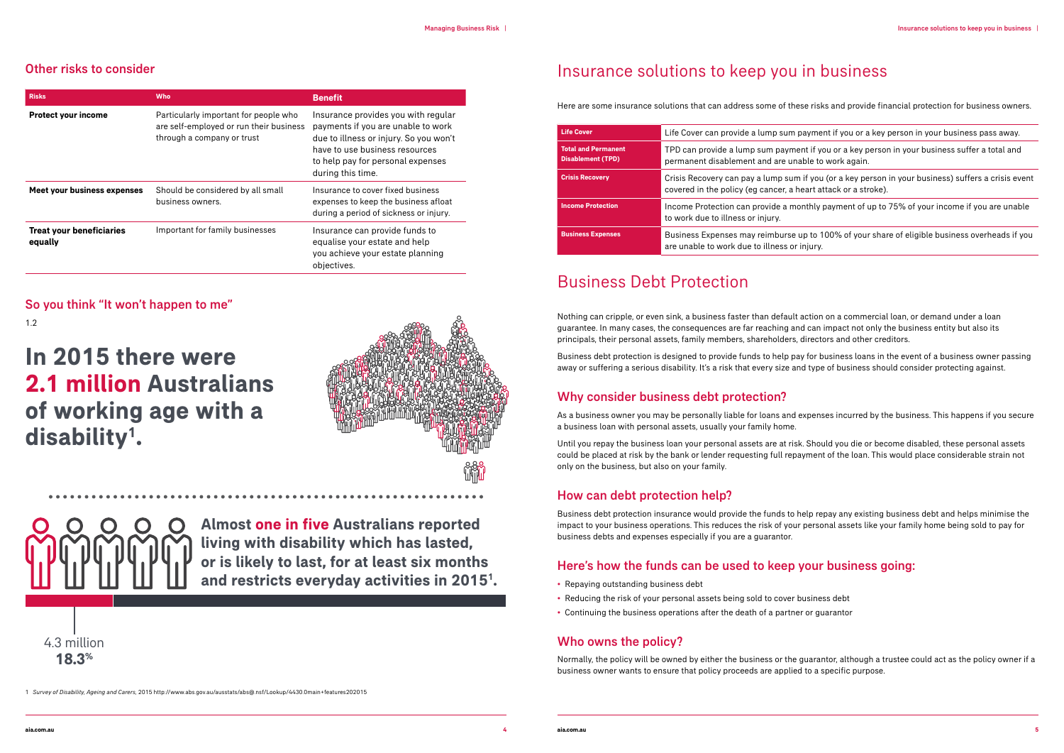## Other risks to consider

| Risks | Who | Benefit |
|---|---|---|
| **Protect your income** | Particularly important for people who are self-employed or run their business through a company or trust | Insurance provides you with regular payments if you are unable to work due to illness or injury. So you won't have to use business resources to help pay for personal expenses during this time. |
| **Meet your business expenses** | Should be considered by all small business owners. | Insurance to cover fixed business expenses to keep the business afloat during a period of sickness or injury. |
| **Treat your beneficiaries equally** | Important for family businesses | Insurance can provide funds to equalise your estate and help you achieve your estate planning objectives. |

## So you think "It won't happen to me"

1.2

**In 2015 there were 2.1 million Australians of working age with a disability[1].**

**Almost one in five Australians reported living with disability which has lasted, or is likely to last, for at least six months and restricts everyday activities in 2015[1].**

4.3 million
**18.3%**

1 *Survey of Disability, Ageing and Carers*, 2015 http://www.abs.gov.au/ausstats/abs@.nsf/Lookup/4430.0main+features202015

# Insurance solutions to keep you in business

Here are some insurance solutions that can address some of these risks and provide financial protection for business owners.

| | |
|---|---|
| **Life Cover** | Life Cover can provide a lump sum payment if you or a key person in your business pass away. |
| **Total and Permanent Disablement (TPD)** | TPD can provide a lump sum payment if you or a key person in your business suffer a total and permanent disablement and are unable to work again. |
| **Crisis Recovery** | Crisis Recovery can pay a lump sum if you (or a key person in your business) suffers a crisis event covered in the policy (eg cancer, a heart attack or a stroke). |
| **Income Protection** | Income Protection can provide a monthly payment of up to 75% of your income if you are unable to work due to illness or injury. |
| **Business Expenses** | Business Expenses may reimburse up to 100% of your share of eligible business overheads if you are unable to work due to illness or injury. |

# Business Debt Protection

Nothing can cripple, or even sink, a business faster than default action on a commercial loan, or demand under a loan guarantee. In many cases, the consequences are far reaching and can impact not only the business entity but also its principals, their personal assets, family members, shareholders, directors and other creditors.

Business debt protection is designed to provide funds to help pay for business loans in the event of a business owner passing away or suffering a serious disability. It's a risk that every size and type of business should consider protecting against.

## Why consider business debt protection?

As a business owner you may be personally liable for loans and expenses incurred by the business. This happens if you secure a business loan with personal assets, usually your family home.

Until you repay the business loan your personal assets are at risk. Should you die or become disabled, these personal assets could be placed at risk by the bank or lender requesting full repayment of the loan. This would place considerable strain not only on the business, but also on your family.

## How can debt protection help?

Business debt protection insurance would provide the funds to help repay any existing business debt and helps minimise the impact to your business operations. This reduces the risk of your personal assets like your family home being sold to pay for business debts and expenses especially if you are a guarantor.

## Here's how the funds can be used to keep your business going:

- Repaying outstanding business debt
- Reducing the risk of your personal assets being sold to cover business debt
- Continuing the business operations after the death of a partner or guarantor

## Who owns the policy?

Normally, the policy will be owned by either the business or the guarantor, although a trustee could act as the policy owner if a business owner wants to ensure that policy proceeds are applied to a specific purpose.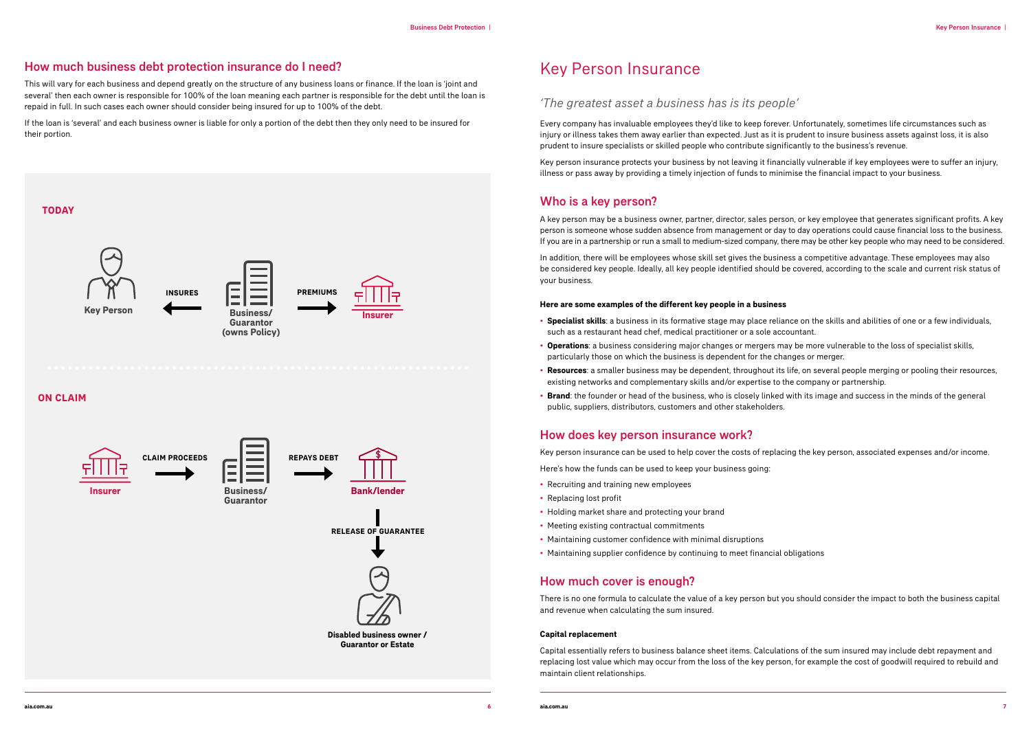## How much business debt protection insurance do I need?

This will vary for each business and depend greatly on the structure of any business loans or finance. If the loan is 'joint and several' then each owner is responsible for 100% of the loan meaning each partner is responsible for the debt until the loan is repaid in full. In such cases each owner should consider being insured for up to 100% of the debt.

If the loan is 'several' and each business owner is liable for only a portion of the debt then they only need to be insured for their portion.

**TODAY**

Key Person ← INSURES — Business/Guarantor (owns Policy) — PREMIUMS → Insurer

**ON CLAIM**

Insurer — CLAIM PROCEEDS → Business/Guarantor — REPAYS DEBT → Bank/lender

Bank/lender — RELEASE OF GUARANTEE ↓ Disabled business owner / Guarantor or Estate

# Key Person Insurance

## *'The greatest asset a business has is its people'*

Every company has invaluable employees they'd like to keep forever. Unfortunately, sometimes life circumstances such as injury or illness takes them away earlier than expected. Just as it is prudent to insure business assets against loss, it is also prudent to insure specialists or skilled people who contribute significantly to the business's revenue.

Key person insurance protects your business by not leaving it financially vulnerable if key employees were to suffer an injury, illness or pass away by providing a timely injection of funds to minimise the financial impact to your business.

## Who is a key person?

A key person may be a business owner, partner, director, sales person, or key employee that generates significant profits. A key person is someone whose sudden absence from management or day to day operations could cause financial loss to the business. If you are in a partnership or run a small to medium-sized company, there may be other key people who may need to be considered.

In addition, there will be employees whose skill set gives the business a competitive advantage. These employees may also be considered key people. Ideally, all key people identified should be covered, according to the scale and current risk status of your business.

#### Here are some examples of the different key people in a business

- **Specialist skills**: a business in its formative stage may place reliance on the skills and abilities of one or a few individuals, such as a restaurant head chef, medical practitioner or a sole accountant.
- **Operations**: a business considering major changes or mergers may be more vulnerable to the loss of specialist skills, particularly those on which the business is dependent for the changes or merger.
- **Resources**: a smaller business may be dependent, throughout its life, on several people merging or pooling their resources, existing networks and complementary skills and/or expertise to the company or partnership.
- **Brand**: the founder or head of the business, who is closely linked with its image and success in the minds of the general public, suppliers, distributors, customers and other stakeholders.

## How does key person insurance work?

Key person insurance can be used to help cover the costs of replacing the key person, associated expenses and/or income.

Here's how the funds can be used to keep your business going:

- Recruiting and training new employees
- Replacing lost profit
- Holding market share and protecting your brand
- Meeting existing contractual commitments
- Maintaining customer confidence with minimal disruptions
- Maintaining supplier confidence by continuing to meet financial obligations

## How much cover is enough?

There is no one formula to calculate the value of a key person but you should consider the impact to both the business capital and revenue when calculating the sum insured.

#### Capital replacement

Capital essentially refers to business balance sheet items. Calculations of the sum insured may include debt repayment and replacing lost value which may occur from the loss of the key person, for example the cost of goodwill required to rebuild and maintain client relationships.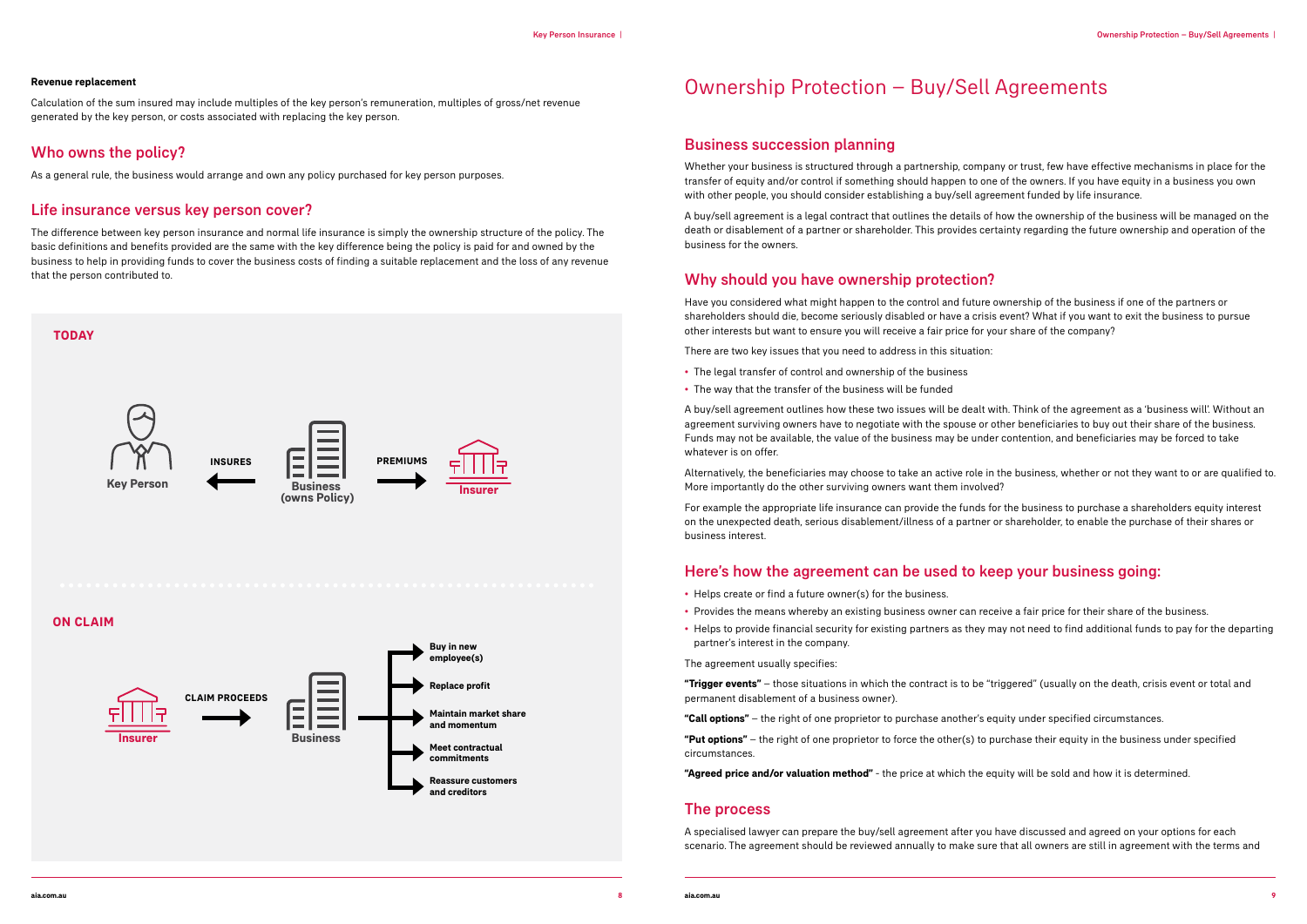**Revenue replacement**

Calculation of the sum insured may include multiples of the key person's remuneration, multiples of gross/net revenue generated by the key person, or costs associated with replacing the key person.

## Who owns the policy?

As a general rule, the business would arrange and own any policy purchased for key person purposes.

## Life insurance versus key person cover?

The difference between key person insurance and normal life insurance is simply the ownership structure of the policy. The basic definitions and benefits provided are the same with the key difference being the policy is paid for and owned by the business to help in providing funds to cover the business costs of finding a suitable replacement and the loss of any revenue that the person contributed to.

**TODAY**

Key Person ← INSURES — Business (owns Policy) — PREMIUMS → Insurer

**ON CLAIM**

Insurer — CLAIM PROCEEDS → Business →

- Buy in new employee(s)
- Replace profit
- Maintain market share and momentum
- Meet contractual commitments
- Reassure customers and creditors

# Ownership Protection – Buy/Sell Agreements

## Business succession planning

Whether your business is structured through a partnership, company or trust, few have effective mechanisms in place for the transfer of equity and/or control if something should happen to one of the owners. If you have equity in a business you own with other people, you should consider establishing a buy/sell agreement funded by life insurance.

A buy/sell agreement is a legal contract that outlines the details of how the ownership of the business will be managed on the death or disablement of a partner or shareholder. This provides certainty regarding the future ownership and operation of the business for the owners.

## Why should you have ownership protection?

Have you considered what might happen to the control and future ownership of the business if one of the partners or shareholders should die, become seriously disabled or have a crisis event? What if you want to exit the business to pursue other interests but want to ensure you will receive a fair price for your share of the company?

There are two key issues that you need to address in this situation:

- The legal transfer of control and ownership of the business
- The way that the transfer of the business will be funded

A buy/sell agreement outlines how these two issues will be dealt with. Think of the agreement as a 'business will'. Without an agreement surviving owners have to negotiate with the spouse or other beneficiaries to buy out their share of the business. Funds may not be available, the value of the business may be under contention, and beneficiaries may be forced to take whatever is on offer.

Alternatively, the beneficiaries may choose to take an active role in the business, whether or not they want to or are qualified to. More importantly do the other surviving owners want them involved?

For example the appropriate life insurance can provide the funds for the business to purchase a shareholders equity interest on the unexpected death, serious disablement/illness of a partner or shareholder, to enable the purchase of their shares or business interest.

## Here's how the agreement can be used to keep your business going:

- Helps create or find a future owner(s) for the business.
- Provides the means whereby an existing business owner can receive a fair price for their share of the business.
- Helps to provide financial security for existing partners as they may not need to find additional funds to pay for the departing partner's interest in the company.

The agreement usually specifies:

**"Trigger events"** – those situations in which the contract is to be "triggered" (usually on the death, crisis event or total and permanent disablement of a business owner).

**"Call options"** – the right of one proprietor to purchase another's equity under specified circumstances.

**"Put options"** – the right of one proprietor to force the other(s) to purchase their equity in the business under specified circumstances.

**"Agreed price and/or valuation method"** - the price at which the equity will be sold and how it is determined.

## The process

A specialised lawyer can prepare the buy/sell agreement after you have discussed and agreed on your options for each scenario. The agreement should be reviewed annually to make sure that all owners are still in agreement with the terms and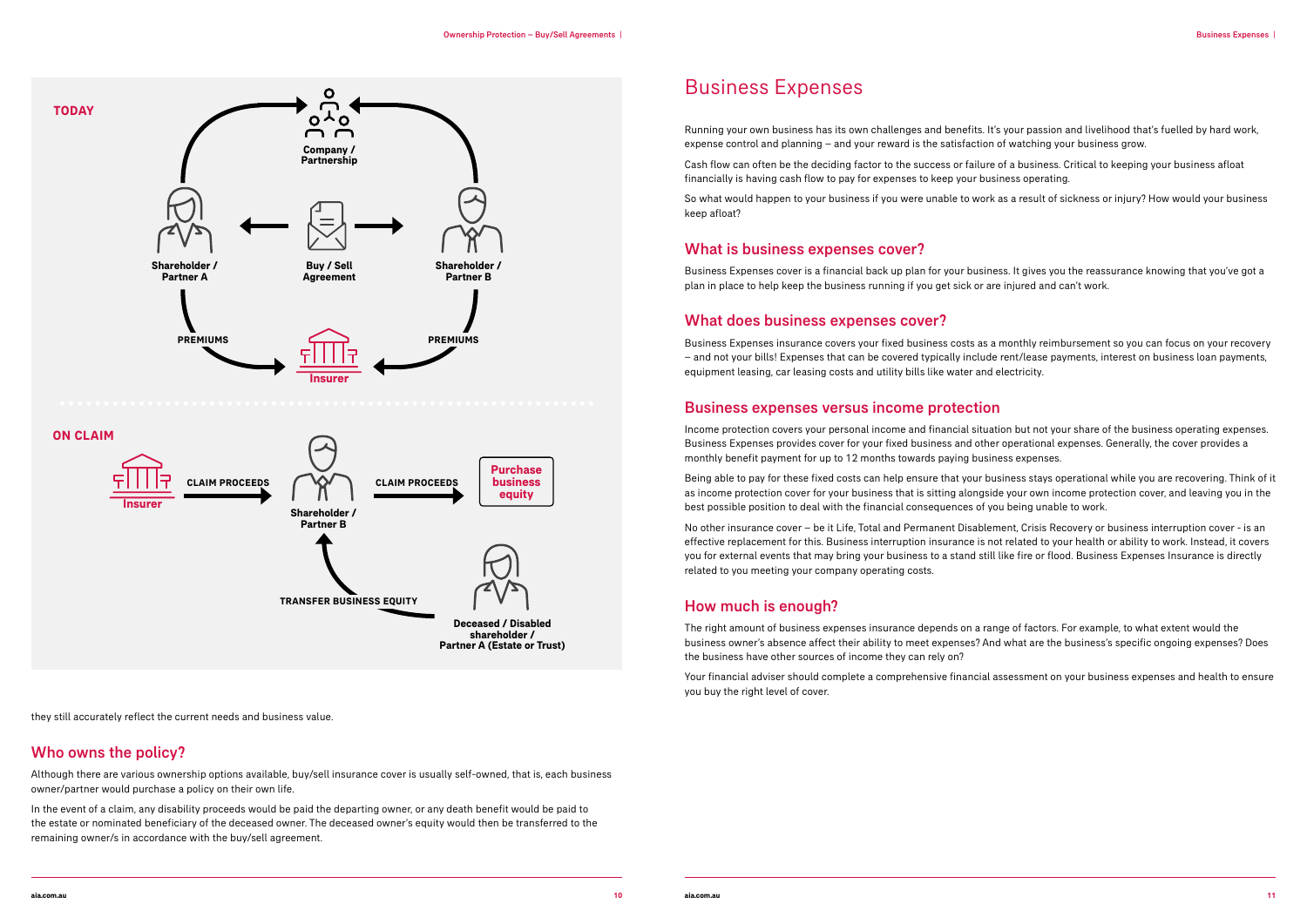**TODAY**

Company / Partnership

Shareholder / Partner A — Buy / Sell Agreement — Shareholder / Partner B

PREMIUMS — Insurer — PREMIUMS

**ON CLAIM**

Insurer — CLAIM PROCEEDS → Shareholder / Partner B — CLAIM PROCEEDS → Purchase business equity

TRANSFER BUSINESS EQUITY ← Deceased / Disabled shareholder / Partner A (Estate or Trust)

they still accurately reflect the current needs and business value.

## Who owns the policy?

Although there are various ownership options available, buy/sell insurance cover is usually self-owned, that is, each business owner/partner would purchase a policy on their own life.

In the event of a claim, any disability proceeds would be paid the departing owner, or any death benefit would be paid to the estate or nominated beneficiary of the deceased owner. The deceased owner's equity would then be transferred to the remaining owner/s in accordance with the buy/sell agreement.

# Business Expenses

Running your own business has its own challenges and benefits. It's your passion and livelihood that's fuelled by hard work, expense control and planning – and your reward is the satisfaction of watching your business grow.

Cash flow can often be the deciding factor to the success or failure of a business. Critical to keeping your business afloat financially is having cash flow to pay for expenses to keep your business operating.

So what would happen to your business if you were unable to work as a result of sickness or injury? How would your business keep afloat?

## What is business expenses cover?

Business Expenses cover is a financial back up plan for your business. It gives you the reassurance knowing that you've got a plan in place to help keep the business running if you get sick or are injured and can't work.

## What does business expenses cover?

Business Expenses insurance covers your fixed business costs as a monthly reimbursement so you can focus on your recovery – and not your bills! Expenses that can be covered typically include rent/lease payments, interest on business loan payments, equipment leasing, car leasing costs and utility bills like water and electricity.

## Business expenses versus income protection

Income protection covers your personal income and financial situation but not your share of the business operating expenses. Business Expenses provides cover for your fixed business and other operational expenses. Generally, the cover provides a monthly benefit payment for up to 12 months towards paying business expenses.

Being able to pay for these fixed costs can help ensure that your business stays operational while you are recovering. Think of it as income protection cover for your business that is sitting alongside your own income protection cover, and leaving you in the best possible position to deal with the financial consequences of you being unable to work.

No other insurance cover – be it Life, Total and Permanent Disablement, Crisis Recovery or business interruption cover - is an effective replacement for this. Business interruption insurance is not related to your health or ability to work. Instead, it covers you for external events that may bring your business to a stand still like fire or flood. Business Expenses Insurance is directly related to you meeting your company operating costs.

## How much is enough?

The right amount of business expenses insurance depends on a range of factors. For example, to what extent would the business owner's absence affect their ability to meet expenses? And what are the business's specific ongoing expenses? Does the business have other sources of income they can rely on?

Your financial adviser should complete a comprehensive financial assessment on your business expenses and health to ensure you buy the right level of cover.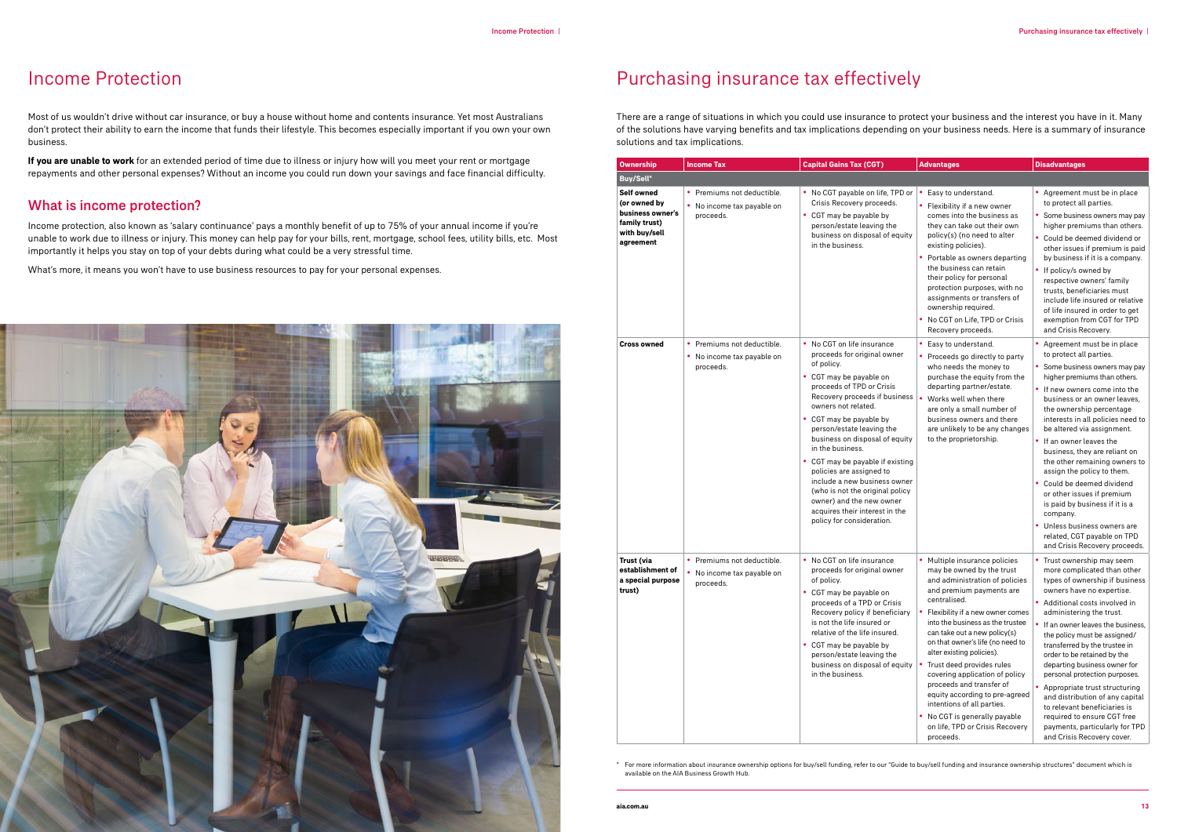# Income Protection

Most of us wouldn't drive without car insurance, or buy a house without home and contents insurance. Yet most Australians don't protect their ability to earn the income that funds their lifestyle. This becomes especially important if you own your own business.

**If you are unable to work** for an extended period of time due to illness or injury how will you meet your rent or mortgage repayments and other personal expenses? Without an income you could run down your savings and face financial difficulty.

## What is income protection?

Income protection, also known as 'salary continuance' pays a monthly benefit of up to 75% of your annual income if you're unable to work due to illness or injury. This money can help pay for your bills, rent, mortgage, school fees, utility bills, etc. Most importantly it helps you stay on top of your debts during what could be a very stressful time.

What's more, it means you won't have to use business resources to pay for your personal expenses.

# Purchasing insurance tax effectively

There are a range of situations in which you could use insurance to protect your business and the interest you have in it. Many of the solutions have varying benefits and tax implications depending on your business needs. Here is a summary of insurance solutions and tax implications.

| Ownership | Income Tax | Capital Gains Tax (CGT) | Advantages | Disadvantages |
|---|---|---|---|---|
| **Buy/Sell*** | | | | |
| **Self owned (or owned by business owner's family trust) with buy/sell agreement** | • Premiums not deductible.<br>• No income tax payable on proceeds. | • No CGT payable on life, TPD or Crisis Recovery proceeds.<br>• CGT may be payable by person/estate leaving the business on disposal of equity in the business. | • Easy to understand.<br>• Flexibility if a new owner comes into the business as they can take out their own policy(s) (no need to alter existing policies).<br>• Portable as owners departing the business can retain their policy for personal protection purposes, with no assignments or transfers of ownership required.<br>• No CGT on Life, TPD or Crisis Recovery proceeds. | • Agreement must be in place to protect all parties.<br>• Some business owners may pay higher premiums than others.<br>• Could be deemed dividend or other issues if premium is paid by business if it is a company.<br>• If policy/s owned by respective owners' family trusts, beneficiaries must include life insured or relative of life insured in order to get exemption from CGT for TPD and Crisis Recovery. |
| **Cross owned** | • Premiums not deductible.<br>• No income tax payable on proceeds. | • No CGT on life insurance proceeds for original owner of policy.<br>• CGT may be payable on proceeds of TPD or Crisis Recovery proceeds if business owners not related.<br>• CGT may be payable by person/estate leaving the business on disposal of equity in the business.<br>• CGT may be payable if existing policies are assigned to include a new business owner (who is not the original policy owner) and the new owner acquires their interest in the policy for consideration. | • Easy to understand.<br>• Proceeds go directly to party who needs the money to purchase the equity from the departing partner/estate.<br>• Works well when there are only a small number of business owners and there are unlikely to be any changes to the proprietorship. | • Agreement must be in place to protect all parties.<br>• Some business owners may pay higher premiums than others.<br>• If new owners come into the business or an owner leaves, the ownership percentage interests in all policies need to be altered via assignment.<br>• If an owner leaves the business, they are reliant on the other remaining owners to assign the policy to them.<br>• Could be deemed dividend or other issues if premium is paid by business if it is a company.<br>• Unless business owners are related, CGT payable on TPD and Crisis Recovery proceeds. |
| **Trust (via establishment of a special purpose trust)** | • Premiums not deductible.<br>• No income tax payable on proceeds. | • No CGT on life insurance proceeds for original owner of policy.<br>• CGT may be payable on proceeds of a TPD or Crisis Recovery policy if beneficiary is not the life insured or relative of the life insured.<br>• CGT may be payable by person/estate leaving the business on disposal of equity in the business. | • Multiple insurance policies may be owned by the trust and administration of policies and premium payments are centralised.<br>• Flexibility if a new owner comes into the business as the trustee can take out a new policy(s) on that owner's life (no need to alter existing policies).<br>• Trust deed provides rules covering application of policy proceeds and transfer of equity according to pre-agreed intentions of all parties.<br>• No CGT is generally payable on life, TPD or Crisis Recovery proceeds. | • Trust ownership may seem more complicated than other types of ownership if business owners have no expertise.<br>• Additional costs involved in administering the trust.<br>• If an owner leaves the business, the policy must be assigned/transferred by the trustee in order to be retained by the departing business owner for personal protection purposes.<br>• Appropriate trust structuring and distribution of any capital to relevant beneficiaries is required to ensure CGT free payments, particularly for TPD and Crisis Recovery cover. |

\* For more information about insurance ownership options for buy/sell funding, refer to our "Guide to buy/sell funding and insurance ownership structures" document which is available on the AIA Business Growth Hub.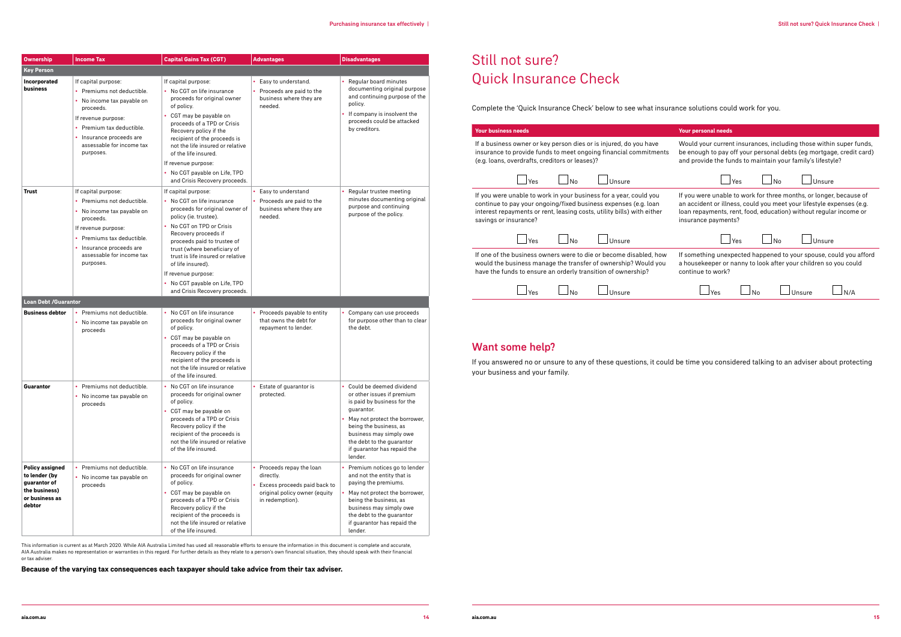| Ownership | Income Tax | Capital Gains Tax (CGT) | Advantages | Disadvantages |
|---|---|---|---|---|
| **Key Person** | | | | |
| **Incorporated business** | If capital purpose:<br>• Premiums not deductible.<br>• No income tax payable on proceeds.<br>If revenue purpose:<br>• Premium tax deductible.<br>• Insurance proceeds are assessable for income tax purposes. | If capital purpose:<br>• No CGT on life insurance proceeds for original owner of policy.<br>• CGT may be payable on proceeds of a TPD or Crisis Recovery policy if the recipient of the proceeds is not the life insured or relative of the life insured.<br>If revenue purpose:<br>• No CGT payable on Life, TPD and Crisis Recovery proceeds. | • Easy to understand.<br>• Proceeds are paid to the business where they are needed. | • Regular board minutes documenting original purpose and continuing purpose of the policy.<br>• If company is insolvent the proceeds could be attacked by creditors. |
| **Trust** | If capital purpose:<br>• Premiums not deductible.<br>• No income tax payable on proceeds.<br>If revenue purpose:<br>• Premiums tax deductible.<br>• Insurance proceeds are assessable for income tax purposes. | If capital purpose:<br>• No CGT on life insurance proceeds for original owner of policy (ie. trustee).<br>• No CGT on TPD or Crisis Recovery proceeds if proceeds paid to trustee of trust (where beneficiary of trust is life insured or relative of life insured).<br>If revenue purpose:<br>• No CGT payable on Life, TPD and Crisis Recovery proceeds. | • Easy to understand<br>• Proceeds are paid to the business where they are needed. | • Regular trustee meeting minutes documenting original purpose and continuing purpose of the policy. |
| **Loan Debt /Guarantor** | | | | |
| **Business debtor** | • Premiums not deductible.<br>• No income tax payable on proceeds | • No CGT on life insurance proceeds for original owner of policy.<br>• CGT may be payable on proceeds of a TPD or Crisis Recovery policy if the recipient of the proceeds is not the life insured or relative of the life insured. | • Proceeds payable to entity that owns the debt for repayment to lender. | • Company can use proceeds for purpose other than to clear the debt. |
| **Guarantor** | • Premiums not deductible.<br>• No income tax payable on proceeds | • No CGT on life insurance proceeds for original owner of policy.<br>• CGT may be payable on proceeds of a TPD or Crisis Recovery policy if the recipient of the proceeds is not the life insured or relative of the life insured. | • Estate of guarantor is protected. | • Could be deemed dividend or other issues if premium is paid by business for the guarantor.<br>• May not protect the borrower, being the business, as business may simply owe the debt to the guarantor if guarantor has repaid the lender. |
| **Policy assigned to lender (by guarantor of the business) or business as debtor** | • Premiums not deductible.<br>• No income tax payable on proceeds | • No CGT on life insurance proceeds for original owner of policy.<br>• CGT may be payable on proceeds of a TPD or Crisis Recovery policy if the recipient of the proceeds is not the life insured or relative of the life insured. | • Proceeds repay the loan directly.<br>• Excess proceeds paid back to original policy owner (equity in redemption). | • Premium notices go to lender and not the entity that is paying the premiums.<br>• May not protect the borrower, being the business, as business may simply owe the debt to the guarantor if guarantor has repaid the lender. |

This information is current as at March 2020. While AIA Australia Limited has used all reasonable efforts to ensure the information in this document is complete and accurate, AIA Australia makes no representation or warranties in this regard. For further details as they relate to a person's own financial situation, they should speak with their financial or tax adviser.

**Because of the varying tax consequences each taxpayer should take advice from their tax adviser.**

# Still not sure? Quick Insurance Check

Complete the 'Quick Insurance Check' below to see what insurance solutions could work for you.

| Your business needs | Your personal needs |
|---|---|
| If a business owner or key person dies or is injured, do you have insurance to provide funds to meet ongoing financial commitments (e.g. loans, overdrafts, creditors or leases)?<br>☐ Yes ☐ No ☐ Unsure | Would your current insurances, including those within super funds, be enough to pay off your personal debts (eg mortgage, credit card) and provide the funds to maintain your family's lifestyle?<br>☐ Yes ☐ No ☐ Unsure |
| If you were unable to work in your business for a year, could you continue to pay your ongoing/fixed business expenses (e.g. loan interest repayments or rent, leasing costs, utility bills) with either savings or insurance?<br>☐ Yes ☐ No ☐ Unsure | If you were unable to work for three months, or longer, because of an accident or illness, could you meet your lifestyle expenses (e.g. loan repayments, rent, food, education) without regular income or insurance payments?<br>☐ Yes ☐ No ☐ Unsure |
| If one of the business owners were to die or become disabled, how would the business manage the transfer of ownership? Would you have the funds to ensure an orderly transition of ownership?<br>☐ Yes ☐ No ☐ Unsure | If something unexpected happened to your spouse, could you afford a housekeeper or nanny to look after your children so you could continue to work?<br>☐ Yes ☐ No ☐ Unsure ☐ N/A |

## Want some help?

If you answered no or unsure to any of these questions, it could be time you considered talking to an adviser about protecting your business and your family.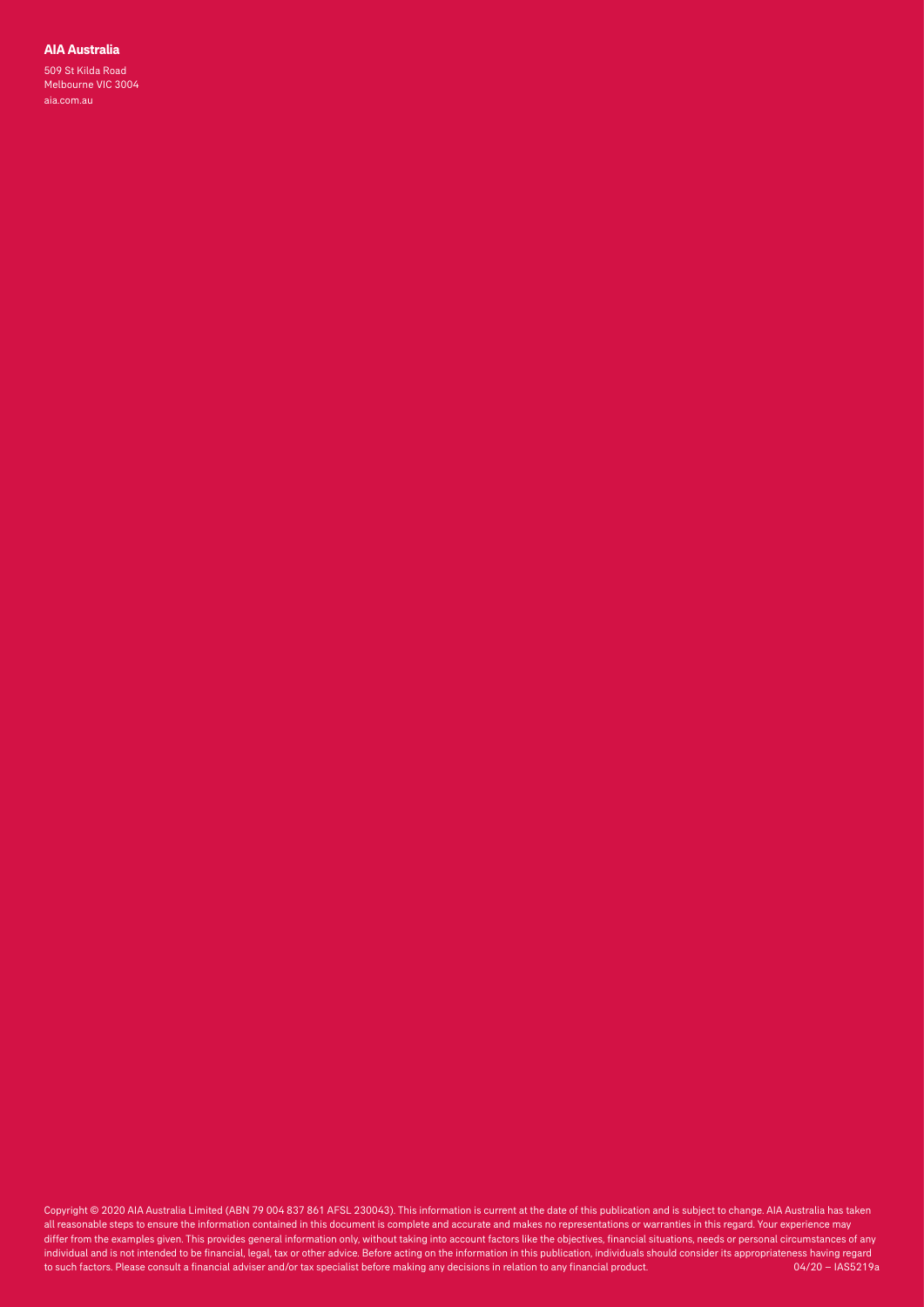**AIA Australia**

509 St Kilda Road
Melbourne VIC 3004
aia.com.au

Copyright © 2020 AIA Australia Limited (ABN 79 004 837 861 AFSL 230043). This information is current at the date of this publication and is subject to change. AIA Australia has taken all reasonable steps to ensure the information contained in this document is complete and accurate and makes no representations or warranties in this regard. Your experience may differ from the examples given. This provides general information only, without taking into account factors like the objectives, financial situations, needs or personal circumstances of any individual and is not intended to be financial, legal, tax or other advice. Before acting on the information in this publication, individuals should consider its appropriateness having regard to such factors. Please consult a financial adviser and/or tax specialist before making any decisions in relation to any financial product.

04/20 – IAS5219a